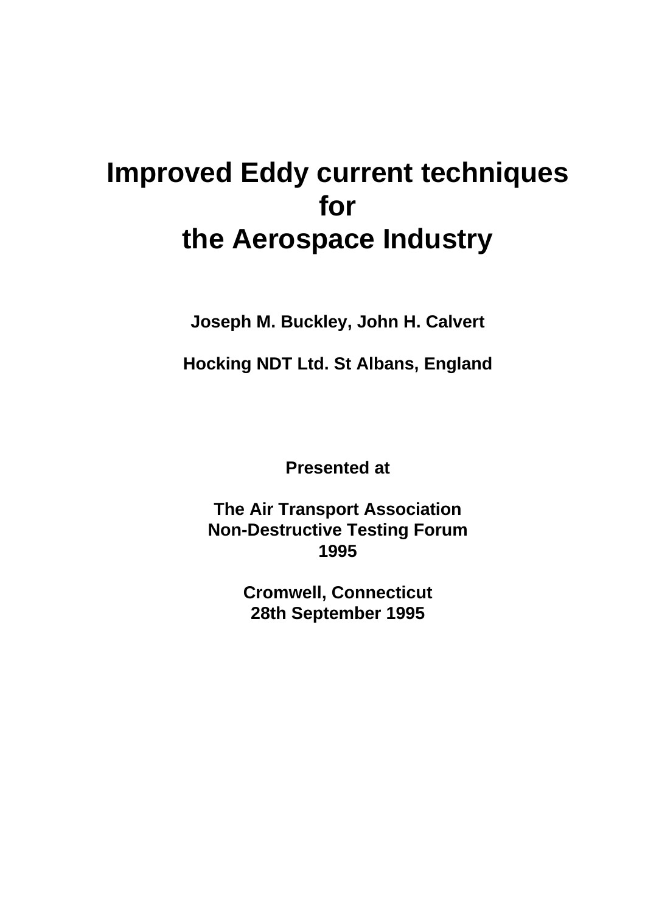# Improved Eddy current techniques for the Aerospace Industry

**Joseph M. Buckley, John H. Calvert**

**Hocking NDT Ltd. St Albans, England**

**Presented at**

**The Air Transport Association**
**Non-Destructive Testing Forum**
**1995**

**Cromwell, Connecticut**
**28th September 1995**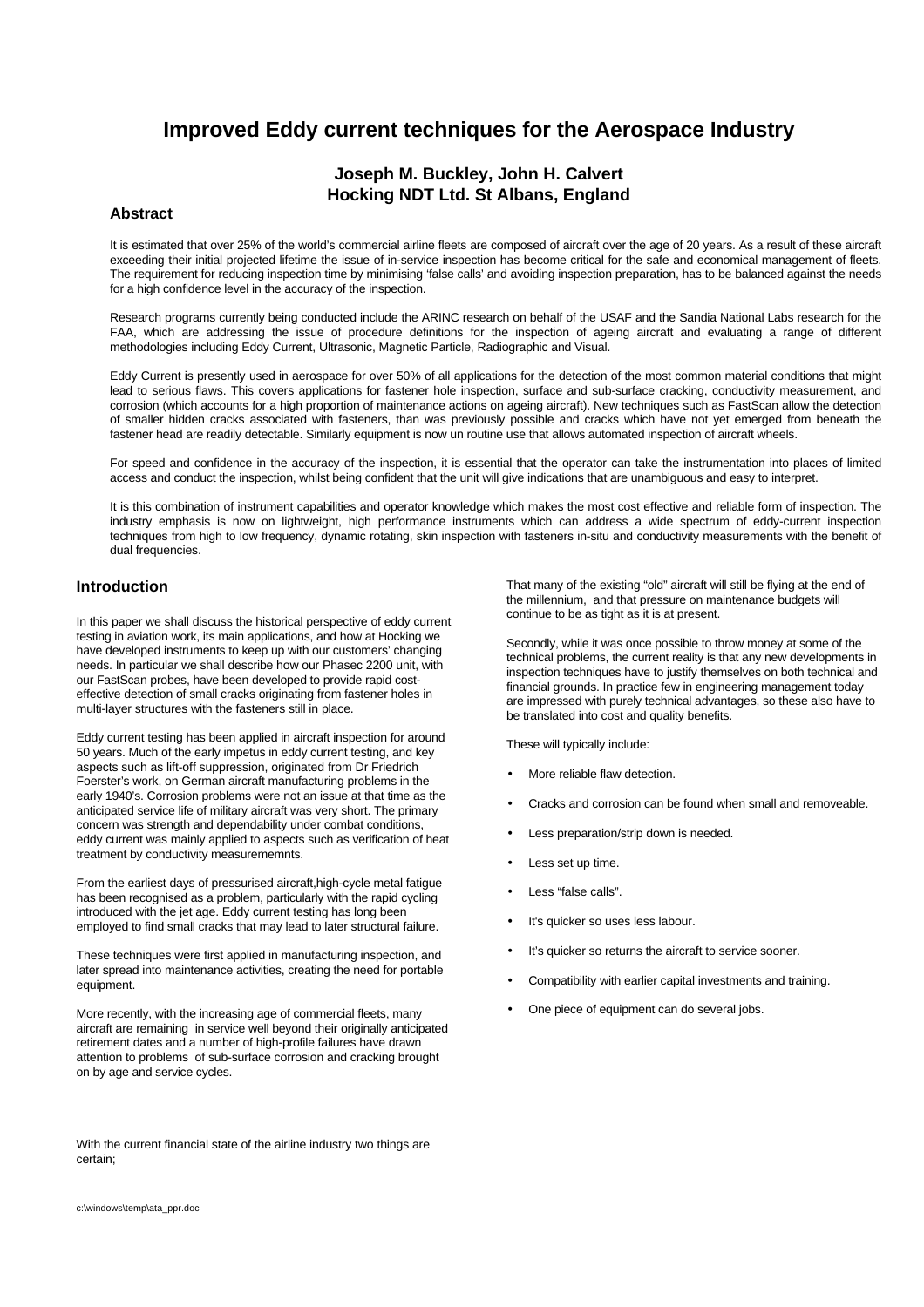# Improved Eddy current techniques for the Aerospace Industry

### Joseph M. Buckley, John H. Calvert
### Hocking NDT Ltd. St Albans, England

## Abstract

It is estimated that over 25% of the world's commercial airline fleets are composed of aircraft over the age of 20 years. As a result of these aircraft exceeding their initial projected lifetime the issue of in-service inspection has become critical for the safe and economical management of fleets. The requirement for reducing inspection time by minimising 'false calls' and avoiding inspection preparation, has to be balanced against the needs for a high confidence level in the accuracy of the inspection.

Research programs currently being conducted include the ARINC research on behalf of the USAF and the Sandia National Labs research for the FAA, which are addressing the issue of procedure definitions for the inspection of ageing aircraft and evaluating a range of different methodologies including Eddy Current, Ultrasonic, Magnetic Particle, Radiographic and Visual.

Eddy Current is presently used in aerospace for over 50% of all applications for the detection of the most common material conditions that might lead to serious flaws. This covers applications for fastener hole inspection, surface and sub-surface cracking, conductivity measurement, and corrosion (which accounts for a high proportion of maintenance actions on ageing aircraft). New techniques such as FastScan allow the detection of smaller hidden cracks associated with fasteners, than was previously possible and cracks which have not yet emerged from beneath the fastener head are readily detectable. Similarly equipment is now un routine use that allows automated inspection of aircraft wheels.

For speed and confidence in the accuracy of the inspection, it is essential that the operator can take the instrumentation into places of limited access and conduct the inspection, whilst being confident that the unit will give indications that are unambiguous and easy to interpret.

It is this combination of instrument capabilities and operator knowledge which makes the most cost effective and reliable form of inspection. The industry emphasis is now on lightweight, high performance instruments which can address a wide spectrum of eddy-current inspection techniques from high to low frequency, dynamic rotating, skin inspection with fasteners in-situ and conductivity measurements with the benefit of dual frequencies.

## Introduction

In this paper we shall discuss the historical perspective of eddy current testing in aviation work, its main applications, and how at Hocking we have developed instruments to keep up with our customers' changing needs. In particular we shall describe how our Phasec 2200 unit, with our FastScan probes, have been developed to provide rapid cost-effective detection of small cracks originating from fastener holes in multi-layer structures with the fasteners still in place.

Eddy current testing has been applied in aircraft inspection for around 50 years. Much of the early impetus in eddy current testing, and key aspects such as lift-off suppression, originated from Dr Friedrich Foerster's work, on German aircraft manufacturing problems in the early 1940's. Corrosion problems were not an issue at that time as the anticipated service life of military aircraft was very short. The primary concern was strength and dependability under combat conditions, eddy current was mainly applied to aspects such as verification of heat treatment by conductivity measurememnts.

From the earliest days of pressurised aircraft,high-cycle metal fatigue has been recognised as a problem, particularly with the rapid cycling introduced with the jet age. Eddy current testing has long been employed to find small cracks that may lead to later structural failure.

These techniques were first applied in manufacturing inspection, and later spread into maintenance activities, creating the need for portable equipment.

More recently, with the increasing age of commercial fleets, many aircraft are remaining in service well beyond their originally anticipated retirement dates and a number of high-profile failures have drawn attention to problems of sub-surface corrosion and cracking brought on by age and service cycles.

With the current financial state of the airline industry two things are certain;

That many of the existing "old" aircraft will still be flying at the end of the millennium, and that pressure on maintenance budgets will continue to be as tight as it is at present.

Secondly, while it was once possible to throw money at some of the technical problems, the current reality is that any new developments in inspection techniques have to justify themselves on both technical and financial grounds. In practice few in engineering management today are impressed with purely technical advantages, so these also have to be translated into cost and quality benefits.

These will typically include:

- More reliable flaw detection.
- Cracks and corrosion can be found when small and removeable.
- Less preparation/strip down is needed.
- Less set up time.
- Less "false calls".
- It's quicker so uses less labour.
- It's quicker so returns the aircraft to service sooner.
- Compatibility with earlier capital investments and training.
- One piece of equipment can do several jobs.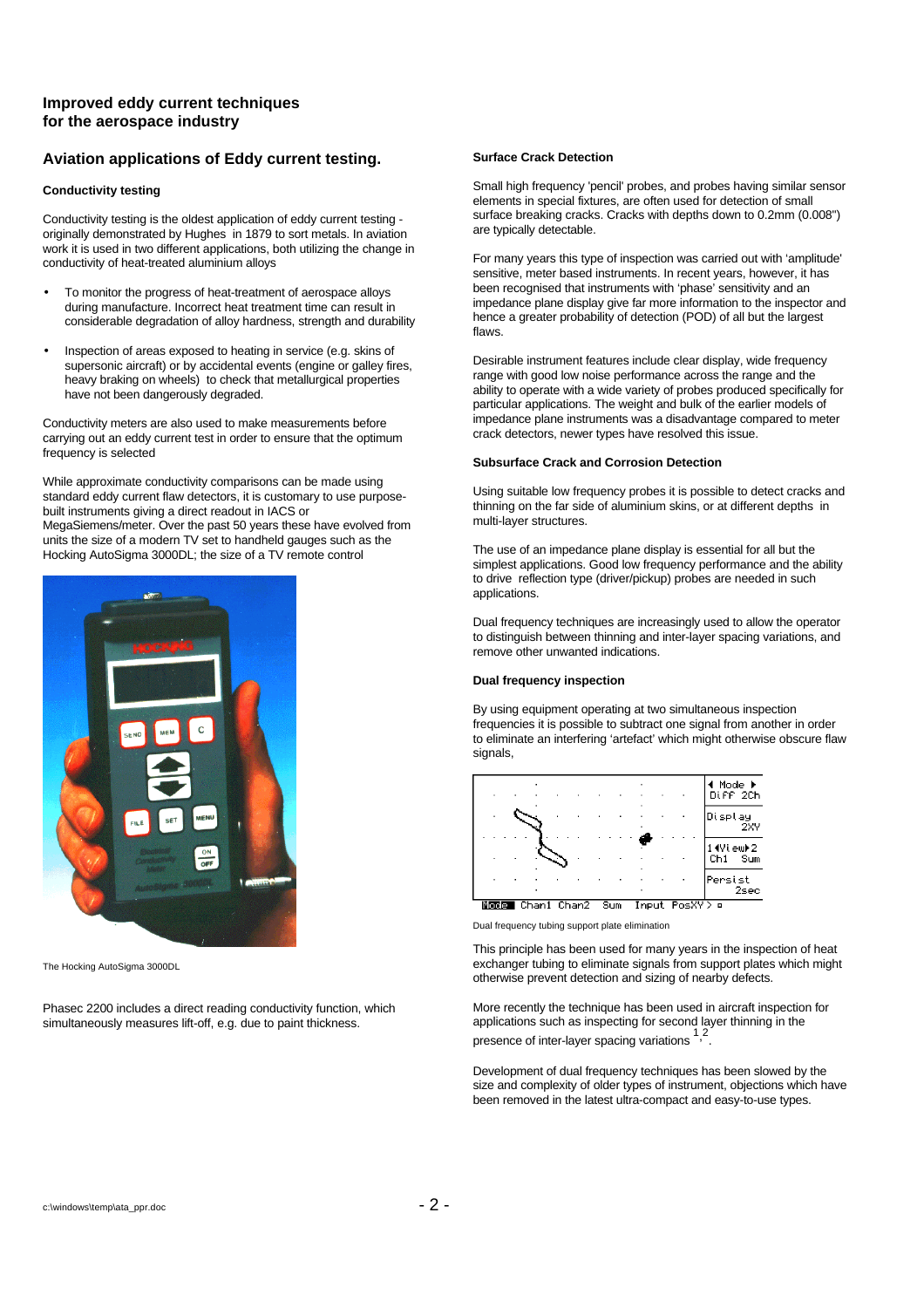## Improved eddy current techniques for the aerospace industry

## Aviation applications of Eddy current testing.

### Conductivity testing

Conductivity testing is the oldest application of eddy current testing - originally demonstrated by Hughes in 1879 to sort metals. In aviation work it is used in two different applications, both utilizing the change in conductivity of heat-treated aluminium alloys

- To monitor the progress of heat-treatment of aerospace alloys during manufacture. Incorrect heat treatment time can result in considerable degradation of alloy hardness, strength and durability
- Inspection of areas exposed to heating in service (e.g. skins of supersonic aircraft) or by accidental events (engine or galley fires, heavy braking on wheels) to check that metallurgical properties have not been dangerously degraded.

Conductivity meters are also used to make measurements before carrying out an eddy current test in order to ensure that the optimum frequency is selected

While approximate conductivity comparisons can be made using standard eddy current flaw detectors, it is customary to use purpose-built instruments giving a direct readout in IACS or MegaSiemens/meter. Over the past 50 years these have evolved from units the size of a modern TV set to handheld gauges such as the Hocking AutoSigma 3000DL; the size of a TV remote control

The Hocking AutoSigma 3000DL

Phasec 2200 includes a direct reading conductivity function, which simultaneously measures lift-off, e.g. due to paint thickness.

### Surface Crack Detection

Small high frequency 'pencil' probes, and probes having similar sensor elements in special fixtures, are often used for detection of small surface breaking cracks. Cracks with depths down to 0.2mm (0.008") are typically detectable.

For many years this type of inspection was carried out with 'amplitude' sensitive, meter based instruments. In recent years, however, it has been recognised that instruments with 'phase' sensitivity and an impedance plane display give far more information to the inspector and hence a greater probability of detection (POD) of all but the largest flaws.

Desirable instrument features include clear display, wide frequency range with good low noise performance across the range and the ability to operate with a wide variety of probes produced specifically for particular applications. The weight and bulk of the earlier models of impedance plane instruments was a disadvantage compared to meter crack detectors, newer types have resolved this issue.

### Subsurface Crack and Corrosion Detection

Using suitable low frequency probes it is possible to detect cracks and thinning on the far side of aluminium skins, or at different depths in multi-layer structures.

The use of an impedance plane display is essential for all but the simplest applications. Good low frequency performance and the ability to drive reflection type (driver/pickup) probes are needed in such applications.

Dual frequency techniques are increasingly used to allow the operator to distinguish between thinning and inter-layer spacing variations, and remove other unwanted indications.

### Dual frequency inspection

By using equipment operating at two simultaneous inspection frequencies it is possible to subtract one signal from another in order to eliminate an interfering 'artefact' which might otherwise obscure flaw signals,

Dual frequency tubing support plate elimination

This principle has been used for many years in the inspection of heat exchanger tubing to eliminate signals from support plates which might otherwise prevent detection and sizing of nearby defects.

More recently the technique has been used in aircraft inspection for applications such as inspecting for second layer thinning in the presence of inter-layer spacing variations [1,2].

Development of dual frequency techniques has been slowed by the size and complexity of older types of instrument, objections which have been removed in the latest ultra-compact and easy-to-use types.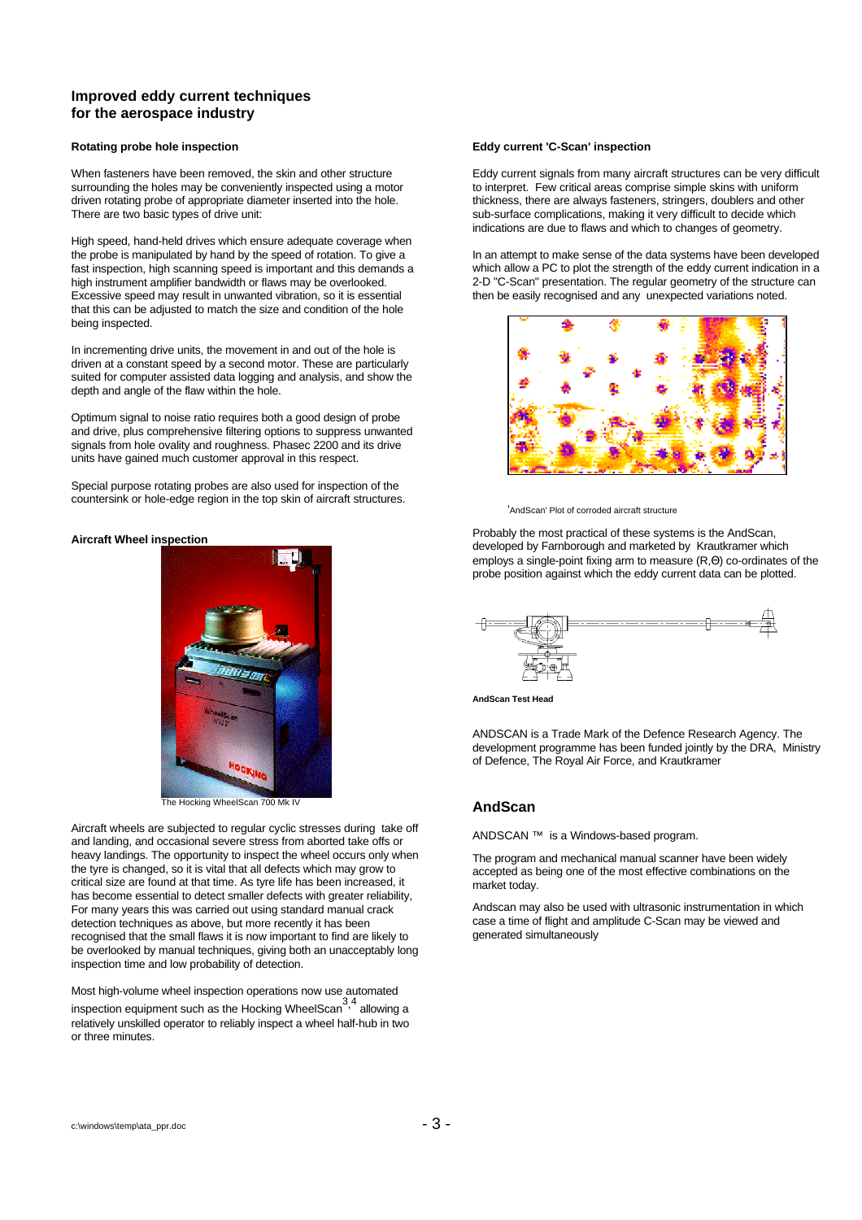## Improved eddy current techniques for the aerospace industry

### Rotating probe hole inspection

When fasteners have been removed, the skin and other structure surrounding the holes may be conveniently inspected using a motor driven rotating probe of appropriate diameter inserted into the hole. There are two basic types of drive unit:

High speed, hand-held drives which ensure adequate coverage when the probe is manipulated by hand by the speed of rotation. To give a fast inspection, high scanning speed is important and this demands a high instrument amplifier bandwidth or flaws may be overlooked. Excessive speed may result in unwanted vibration, so it is essential that this can be adjusted to match the size and condition of the hole being inspected.

In incrementing drive units, the movement in and out of the hole is driven at a constant speed by a second motor. These are particularly suited for computer assisted data logging and analysis, and show the depth and angle of the flaw within the hole.

Optimum signal to noise ratio requires both a good design of probe and drive, plus comprehensive filtering options to suppress unwanted signals from hole ovality and roughness. Phasec 2200 and its drive units have gained much customer approval in this respect.

Special purpose rotating probes are also used for inspection of the countersink or hole-edge region in the top skin of aircraft structures.

### Aircraft Wheel inspection

The Hocking WheelScan 700 Mk IV

Aircraft wheels are subjected to regular cyclic stresses during take off and landing, and occasional severe stress from aborted take offs or heavy landings. The opportunity to inspect the wheel occurs only when the tyre is changed, so it is vital that all defects which may grow to critical size are found at that time. As tyre life has been increased, it has become essential to detect smaller defects with greater reliability. For many years this was carried out using standard manual crack detection techniques as above, but more recently it has been recognised that the small flaws it is now important to find are likely to be overlooked by manual techniques, giving both an unacceptably long inspection time and low probability of detection.

Most high-volume wheel inspection operations now use automated inspection equipment such as the Hocking WheelScan[3,4] allowing a relatively unskilled operator to reliably inspect a wheel half-hub in two or three minutes.

### Eddy current 'C-Scan' inspection

Eddy current signals from many aircraft structures can be very difficult to interpret. Few critical areas comprise simple skins with uniform thickness, there are always fasteners, stringers, doublers and other sub-surface complications, making it very difficult to decide which indications are due to flaws and which to changes of geometry.

In an attempt to make sense of the data systems have been developed which allow a PC to plot the strength of the eddy current indication in a 2-D "C-Scan" presentation. The regular geometry of the structure can then be easily recognised and any unexpected variations noted.

'AndScan' Plot of corroded aircraft structure

Probably the most practical of these systems is the AndScan, developed by Farnborough and marketed by Krautkramer which employs a single-point fixing arm to measure (R,Θ) co-ordinates of the probe position against which the eddy current data can be plotted.

**AndScan Test Head**

ANDSCAN is a Trade Mark of the Defence Research Agency. The development programme has been funded jointly by the DRA, Ministry of Defence, The Royal Air Force, and Krautkramer

## AndScan

ANDSCAN ™ is a Windows-based program.

The program and mechanical manual scanner have been widely accepted as being one of the most effective combinations on the market today.

Andscan may also be used with ultrasonic instrumentation in which case a time of flight and amplitude C-Scan may be viewed and generated simultaneously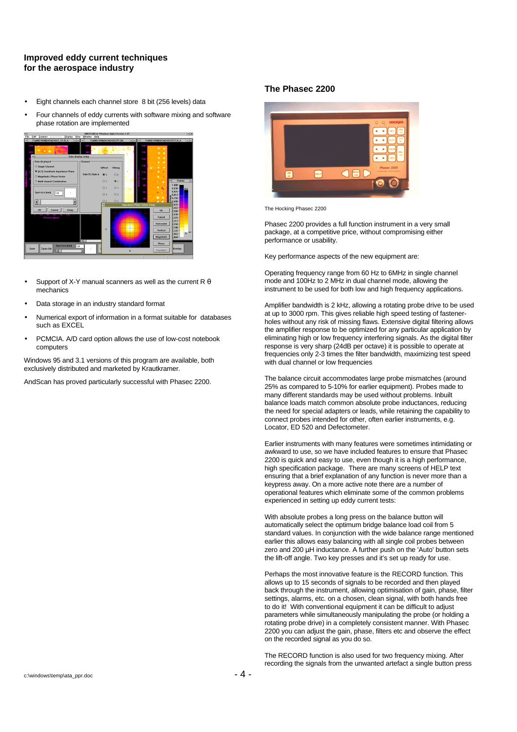## Improved eddy current techniques for the aerospace industry

- Eight channels each channel store 8 bit (256 levels) data
- Four channels of eddy currents with software mixing and software phase rotation are implemented

- Support of X-Y manual scanners as well as the current R θ mechanics
- Data storage in an industry standard format
- Numerical export of information in a format suitable for databases such as EXCEL
- PCMCIA. A/D card option allows the use of low-cost notebook computers

Windows 95 and 3.1 versions of this program are available, both exclusively distributed and marketed by Krautkramer.

AndScan has proved particularly successful with Phasec 2200.

## The Phasec 2200

The Hocking Phasec 2200

Phasec 2200 provides a full function instrument in a very small package, at a competitive price, without compromising either performance or usability.

Key performance aspects of the new equipment are:

Operating frequency range from 60 Hz to 6MHz in single channel mode and 100Hz to 2 MHz in dual channel mode, allowing the instrument to be used for both low and high frequency applications.

Amplifier bandwidth is 2 kHz, allowing a rotating probe drive to be used at up to 3000 rpm. This gives reliable high speed testing of fastener-holes without any risk of missing flaws. Extensive digital filtering allows the amplifier response to be optimized for any particular application by eliminating high or low frequency interfering signals. As the digital filter response is very sharp (24dB per octave) it is possible to operate at frequencies only 2-3 times the filter bandwidth, maximizing test speed with dual channel or low frequencies

The balance circuit accommodates large probe mismatches (around 25% as compared to 5-10% for earlier equipment). Probes made to many different standards may be used without problems. Inbuilt balance loads match common absolute probe inductances, reducing the need for special adapters or leads, while retaining the capability to connect probes intended for other, often earlier instruments, e.g. Locator, ED 520 and Defectometer.

Earlier instruments with many features were sometimes intimidating or awkward to use, so we have included features to ensure that Phasec 2200 is quick and easy to use, even though it is a high performance, high specification package. There are many screens of HELP text ensuring that a brief explanation of any function is never more than a keypress away. On a more active note there are a number of operational features which eliminate some of the common problems experienced in setting up eddy current tests:

With absolute probes a long press on the balance button will automatically select the optimum bridge balance load coil from 5 standard values. In conjunction with the wide balance range mentioned earlier this allows easy balancing with all single coil probes between zero and 200 µH inductance. A further push on the 'Auto' button sets the lift-off angle. Two key presses and it's set up ready for use.

Perhaps the most innovative feature is the RECORD function. This allows up to 15 seconds of signals to be recorded and then played back through the instrument, allowing optimisation of gain, phase, filter settings, alarms, etc. on a chosen, clean signal, with both hands free to do it! With conventional equipment it can be difficult to adjust parameters while simultaneously manipulating the probe (or holding a rotating probe drive) in a completely consistent manner. With Phasec 2200 you can adjust the gain, phase, filters etc and observe the effect on the recorded signal as you do so.

The RECORD function is also used for two frequency mixing. After recording the signals from the unwanted artefact a single button press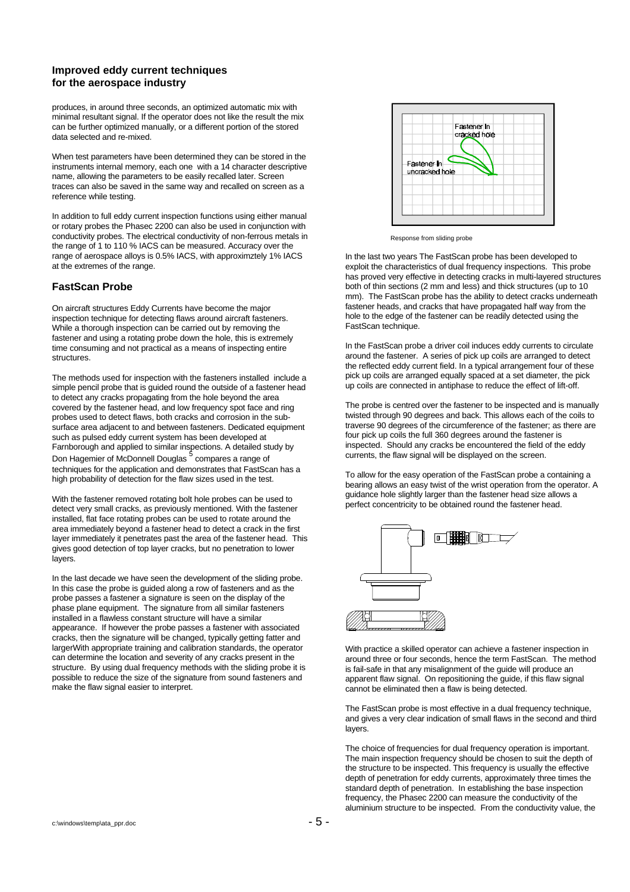produces, in around three seconds, an optimized automatic mix with minimal resultant signal. If the operator does not like the result the mix can be further optimized manually, or a different portion of the stored data selected and re-mixed.

When test parameters have been determined they can be stored in the instruments internal memory, each one with a 14 character descriptive name, allowing the parameters to be easily recalled later. Screen traces can also be saved in the same way and recalled on screen as a reference while testing.

In addition to full eddy current inspection functions using either manual or rotary probes the Phasec 2200 can also be used in conjunction with conductivity probes. The electrical conductivity of non-ferrous metals in the range of 1 to 110 % IACS can be measured. Accuracy over the range of aerospace alloys is 0.5% IACS, with approximztely 1% IACS at the extremes of the range.

## FastScan Probe

On aircraft structures Eddy Currents have become the major inspection technique for detecting flaws around aircraft fasteners. While a thorough inspection can be carried out by removing the fastener and using a rotating probe down the hole, this is extremely time consuming and not practical as a means of inspecting entire structures.

The methods used for inspection with the fasteners installed include a simple pencil probe that is guided round the outside of a fastener head to detect any cracks propagating from the hole beyond the area covered by the fastener head, and low frequency spot face and ring probes used to detect flaws, both cracks and corrosion in the sub-surface area adjacent to and between fasteners. Dedicated equipment such as pulsed eddy current system has been developed at Farnborough and applied to similar inspections. A detailed study by Don Hagemier of McDonnell Douglas [5] compares a range of techniques for the application and demonstrates that FastScan has a high probability of detection for the flaw sizes used in the test.

With the fastener removed rotating bolt hole probes can be used to detect very small cracks, as previously mentioned. With the fastener installed, flat face rotating probes can be used to rotate around the area immediately beyond a fastener head to detect a crack in the first layer immediately it penetrates past the area of the fastener head. This gives good detection of top layer cracks, but no penetration to lower layers.

In the last decade we have seen the development of the sliding probe. In this case the probe is guided along a row of fasteners and as the probe passes a fastener a signature is seen on the display of the phase plane equipment. The signature from all similar fasteners installed in a flawless constant structure will have a similar appearance. If however the probe passes a fastener with associated cracks, then the signature will be changed, typically getting fatter and largerWith appropriate training and calibration standards, the operator can determine the location and severity of any cracks present in the structure. By using dual frequency methods with the sliding probe it is possible to reduce the size of the signature from sound fasteners and make the flaw signal easier to interpret.

Fastener In cracked hole

Fastener In uncracked hole

Response from sliding probe

In the last two years The FastScan probe has been developed to exploit the characteristics of dual frequency inspections. This probe has proved very effective in detecting cracks in multi-layered structures both of thin sections (2 mm and less) and thick structures (up to 10 mm). The FastScan probe has the ability to detect cracks underneath fastener heads, and cracks that have propagated half way from the hole to the edge of the fastener can be readily detected using the FastScan technique.

In the FastScan probe a driver coil induces eddy currents to circulate around the fastener. A series of pick up coils are arranged to detect the reflected eddy current field. In a typical arrangement four of these pick up coils are arranged equally spaced at a set diameter, the pick up coils are connected in antiphase to reduce the effect of lift-off.

The probe is centred over the fastener to be inspected and is manually twisted through 90 degrees and back. This allows each of the coils to traverse 90 degrees of the circumference of the fastener; as there are four pick up coils the full 360 degrees around the fastener is inspected. Should any cracks be encountered the field of the eddy currents, the flaw signal will be displayed on the screen.

To allow for the easy operation of the FastScan probe a containing a bearing allows an easy twist of the wrist operation from the operator. A guidance hole slightly larger than the fastener head size allows a perfect concentricity to be obtained round the fastener head.

With practice a skilled operator can achieve a fastener inspection in around three or four seconds, hence the term FastScan. The method is fail-safe in that any misalignment of the guide will produce an apparent flaw signal. On repositioning the guide, if this flaw signal cannot be eliminated then a flaw is being detected.

The FastScan probe is most effective in a dual frequency technique, and gives a very clear indication of small flaws in the second and third layers.

The choice of frequencies for dual frequency operation is important. The main inspection frequency should be chosen to suit the depth of the structure to be inspected. This frequency is usually the effective depth of penetration for eddy currents, approximately three times the standard depth of penetration. In establishing the base inspection frequency, the Phasec 2200 can measure the conductivity of the aluminium structure to be inspected. From the conductivity value, the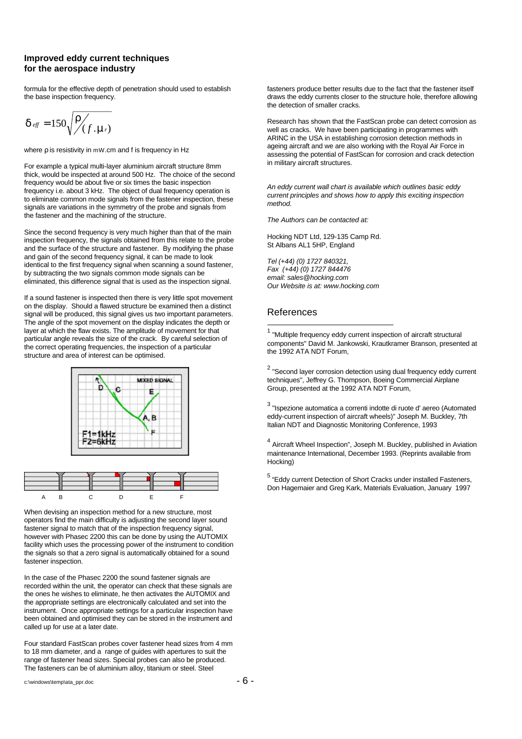**Improved eddy current techniques for the aerospace industry**

formula for the effective depth of penetration should used to establish the base inspection frequency.

$$\delta_{eff} = 150\sqrt{\rho / (f.\mu_r)}$$

where ρ is resistivity in mW.cm and f is frequency in Hz

For example a typical multi-layer aluminium aircraft structure 8mm thick, would be inspected at around 500 Hz. The choice of the second frequency would be about five or six times the basic inspection frequency i.e. about 3 kHz. The object of dual frequency operation is to eliminate common mode signals from the fastener inspection, these signals are variations in the symmetry of the probe and signals from the fastener and the machining of the structure.

Since the second frequency is very much higher than that of the main inspection frequency, the signals obtained from this relate to the probe and the surface of the structure and fastener. By modifying the phase and gain of the second frequency signal, it can be made to look identical to the first frequency signal when scanning a sound fastener, by subtracting the two signals common mode signals can be eliminated, this difference signal that is used as the inspection signal.

If a sound fastener is inspected then there is very little spot movement on the display. Should a flawed structure be examined then a distinct signal will be produced, this signal gives us two important parameters. The angle of the spot movement on the display indicates the depth or layer at which the flaw exists. The amplitude of movement for that particular angle reveals the size of the crack. By careful selection of the correct operating frequencies, the inspection of a particular structure and area of interest can be optimised.

MIXED SIGNAL
D
C
E
A, B
F
F1=1kHz
F2=6kHz

A B C D E F

When devising an inspection method for a new structure, most operators find the main difficulty is adjusting the second layer sound fastener signal to match that of the inspection frequency signal, however with Phasec 2200 this can be done by using the AUTOMIX facility which uses the processing power of the instrument to condition the signals so that a zero signal is automatically obtained for a sound fastener inspection.

In the case of the Phasec 2200 the sound fastener signals are recorded within the unit, the operator can check that these signals are the ones he wishes to eliminate, he then activates the AUTOMIX and the appropriate settings are electronically calculated and set into the instrument. Once appropriate settings for a particular inspection have been obtained and optimised they can be stored in the instrument and called up for use at a later date.

Four standard FastScan probes cover fastener head sizes from 4 mm to 18 mm diameter, and a range of guides with apertures to suit the range of fastener head sizes. Special probes can also be produced. The fasteners can be of aluminium alloy, titanium or steel. Steel fasteners produce better results due to the fact that the fastener itself draws the eddy currents closer to the structure hole, therefore allowing the detection of smaller cracks.

Research has shown that the FastScan probe can detect corrosion as well as cracks. We have been participating in programmes with ARINC in the USA in establishing corrosion detection methods in ageing aircraft and we are also working with the Royal Air Force in assessing the potential of FastScan for corrosion and crack detection in military aircraft structures.

*An eddy current wall chart is available which outlines basic eddy current principles and shows how to apply this exciting inspection method.*

*The Authors can be contacted at:*

Hocking NDT Ltd, 129-135 Camp Rd.
St Albans AL1 5HP, England

*Tel (+44) (0) 1727 840321,*
*Fax (+44) (0) 1727 844476*
*email: sales@hocking.com*
*Our Website is at: www.hocking.com*

## References

[1] "Multiple frequency eddy current inspection of aircraft structural components" David M. Jankowski, Krautkramer Branson, presented at the 1992 ATA NDT Forum,

[2] "Second layer corrosion detection using dual frequency eddy current techniques", Jeffrey G. Thompson, Boeing Commercial Airplane Group, presented at the 1992 ATA NDT Forum,

[3] "Ispezione automatica a correnti indotte di ruote d' aereo (Automated eddy-current inspection of aircraft wheels)" Joseph M. Buckley, 7th Italian NDT and Diagnostic Monitoring Conference, 1993

[4] Aircraft Wheel Inspection", Joseph M. Buckley, published in Aviation maintenance International, December 1993. (Reprints available from Hocking)

[5] "Eddy current Detection of Short Cracks under installed Fasteners, Don Hagemaier and Greg Kark, Materials Evaluation, January 1997